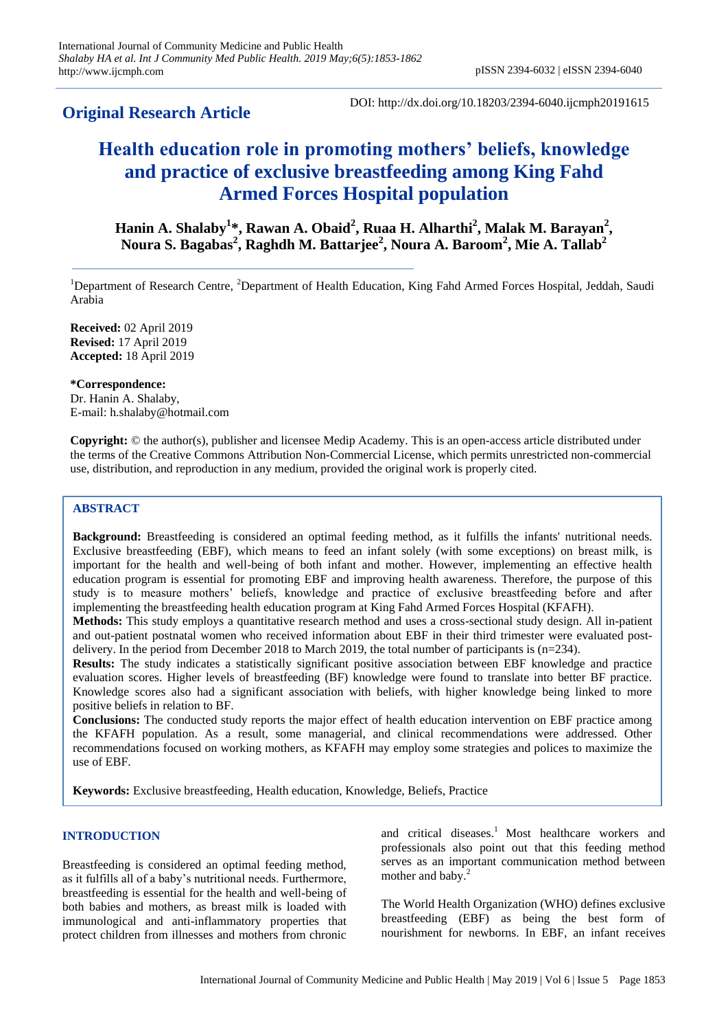## Original Research Article

DOI: http://dx.doi.org/10.18203/2394-6040.ijcmph20191615

# Health education role in promoting mothers' beliefs, knowledge and practice of exclusive breastfeeding among King Fahd Armed Forces Hospital population

**Hanin A. Shalaby[1]\*, Rawan A. Obaid[2], Ruaa H. Alharthi[2], Malak M. Barayan[2], Noura S. Bagabas[2], Raghdh M. Battarjee[2], Noura A. Baroom[2], Mie A. Tallab[2]**

[1]Department of Research Centre, [2]Department of Health Education, King Fahd Armed Forces Hospital, Jeddah, Saudi Arabia

**Received:** 02 April 2019
**Revised:** 17 April 2019
**Accepted:** 18 April 2019

**\*Correspondence:**
Dr. Hanin A. Shalaby,
E-mail: h.shalaby@hotmail.com

**Copyright:** © the author(s), publisher and licensee Medip Academy. This is an open-access article distributed under the terms of the Creative Commons Attribution Non-Commercial License, which permits unrestricted non-commercial use, distribution, and reproduction in any medium, provided the original work is properly cited.

## ABSTRACT

**Background:** Breastfeeding is considered an optimal feeding method, as it fulfills the infants' nutritional needs. Exclusive breastfeeding (EBF), which means to feed an infant solely (with some exceptions) on breast milk, is important for the health and well-being of both infant and mother. However, implementing an effective health education program is essential for promoting EBF and improving health awareness. Therefore, the purpose of this study is to measure mothers' beliefs, knowledge and practice of exclusive breastfeeding before and after implementing the breastfeeding health education program at King Fahd Armed Forces Hospital (KFAFH).

**Methods:** This study employs a quantitative research method and uses a cross-sectional study design. All in-patient and out-patient postnatal women who received information about EBF in their third trimester were evaluated post-delivery. In the period from December 2018 to March 2019, the total number of participants is (n=234).

**Results:** The study indicates a statistically significant positive association between EBF knowledge and practice evaluation scores. Higher levels of breastfeeding (BF) knowledge were found to translate into better BF practice. Knowledge scores also had a significant association with beliefs, with higher knowledge being linked to more positive beliefs in relation to BF.

**Conclusions:** The conducted study reports the major effect of health education intervention on EBF practice among the KFAFH population. As a result, some managerial, and clinical recommendations were addressed. Other recommendations focused on working mothers, as KFAFH may employ some strategies and polices to maximize the use of EBF.

**Keywords:** Exclusive breastfeeding, Health education, Knowledge, Beliefs, Practice

## INTRODUCTION

Breastfeeding is considered an optimal feeding method, as it fulfills all of a baby's nutritional needs. Furthermore, breastfeeding is essential for the health and well-being of both babies and mothers, as breast milk is loaded with immunological and anti-inflammatory properties that protect children from illnesses and mothers from chronic and critical diseases.[1] Most healthcare workers and professionals also point out that this feeding method serves as an important communication method between mother and baby.[2]

The World Health Organization (WHO) defines exclusive breastfeeding (EBF) as being the best form of nourishment for newborns. In EBF, an infant receives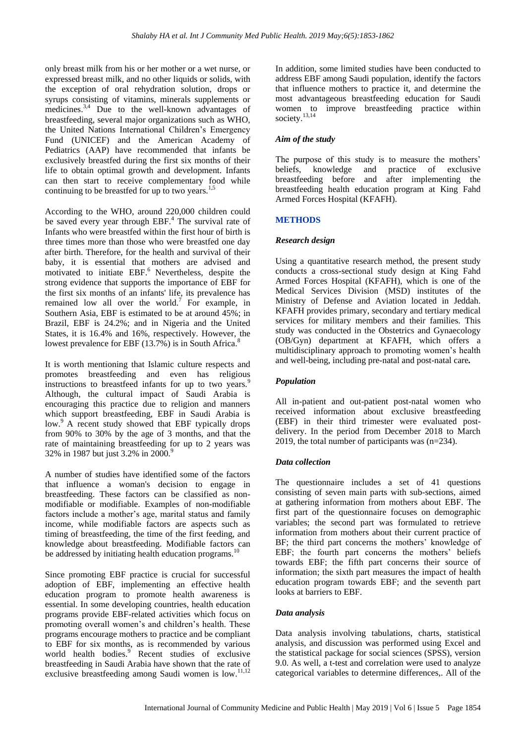only breast milk from his or her mother or a wet nurse, or expressed breast milk, and no other liquids or solids, with the exception of oral rehydration solution, drops or syrups consisting of vitamins, minerals supplements or medicines.[3,4] Due to the well-known advantages of breastfeeding, several major organizations such as WHO, the United Nations International Children's Emergency Fund (UNICEF) and the American Academy of Pediatrics (AAP) have recommended that infants be exclusively breastfed during the first six months of their life to obtain optimal growth and development. Infants can then start to receive complementary food while continuing to be breastfed for up to two years.[1,5]

According to the WHO, around 220,000 children could be saved every year through EBF.[4] The survival rate of Infants who were breastfed within the first hour of birth is three times more than those who were breastfed one day after birth. Therefore, for the health and survival of their baby, it is essential that mothers are advised and motivated to initiate EBF.[6] Nevertheless, despite the strong evidence that supports the importance of EBF for the first six months of an infants' life, its prevalence has remained low all over the world.[7] For example, in Southern Asia, EBF is estimated to be at around 45%; in Brazil, EBF is 24.2%; and in Nigeria and the United States, it is 16.4% and 16%, respectively. However, the lowest prevalence for EBF (13.7%) is in South Africa.[8]

It is worth mentioning that Islamic culture respects and promotes breastfeeding and even has religious instructions to breastfeed infants for up to two years.[9] Although, the cultural impact of Saudi Arabia is encouraging this practice due to religion and manners which support breastfeeding, EBF in Saudi Arabia is low.[9] A recent study showed that EBF typically drops from 90% to 30% by the age of 3 months, and that the rate of maintaining breastfeeding for up to 2 years was 32% in 1987 but just 3.2% in 2000.[9]

A number of studies have identified some of the factors that influence a woman's decision to engage in breastfeeding. These factors can be classified as non-modifiable or modifiable. Examples of non-modifiable factors include a mother's age, marital status and family income, while modifiable factors are aspects such as timing of breastfeeding, the time of the first feeding, and knowledge about breastfeeding. Modifiable factors can be addressed by initiating health education programs.[10]

Since promoting EBF practice is crucial for successful adoption of EBF, implementing an effective health education program to promote health awareness is essential. In some developing countries, health education programs provide EBF-related activities which focus on promoting overall women's and children's health. These programs encourage mothers to practice and be compliant to EBF for six months, as is recommended by various world health bodies.[9] Recent studies of exclusive breastfeeding in Saudi Arabia have shown that the rate of exclusive breastfeeding among Saudi women is low.[11,12]

In addition, some limited studies have been conducted to address EBF among Saudi population, identify the factors that influence mothers to practice it, and determine the most advantageous breastfeeding education for Saudi women to improve breastfeeding practice within society.[13,14]

### *Aim of the study*

The purpose of this study is to measure the mothers' beliefs, knowledge and practice of exclusive breastfeeding before and after implementing the breastfeeding health education program at King Fahd Armed Forces Hospital (KFAFH).

## METHODS

### *Research design*

Using a quantitative research method, the present study conducts a cross-sectional study design at King Fahd Armed Forces Hospital (KFAFH), which is one of the Medical Services Division (MSD) institutes of the Ministry of Defense and Aviation located in Jeddah. KFAFH provides primary, secondary and tertiary medical services for military members and their families. This study was conducted in the Obstetrics and Gynaecology (OB/Gyn) department at KFAFH, which offers a multidisciplinary approach to promoting women's health and well-being, including pre-natal and post-natal care**.**

### *Population*

All in-patient and out-patient post-natal women who received information about exclusive breastfeeding (EBF) in their third trimester were evaluated post-delivery. In the period from December 2018 to March 2019, the total number of participants was (n=234).

### *Data collection*

The questionnaire includes a set of 41 questions consisting of seven main parts with sub-sections, aimed at gathering information from mothers about EBF. The first part of the questionnaire focuses on demographic variables; the second part was formulated to retrieve information from mothers about their current practice of BF; the third part concerns the mothers' knowledge of EBF; the fourth part concerns the mothers' beliefs towards EBF; the fifth part concerns their source of information; the sixth part measures the impact of health education program towards EBF; and the seventh part looks at barriers to EBF.

### *Data analysis*

Data analysis involving tabulations, charts, statistical analysis, and discussion was performed using Excel and the statistical package for social sciences (SPSS), version 9.0. As well, a t-test and correlation were used to analyze categorical variables to determine differences,. All of the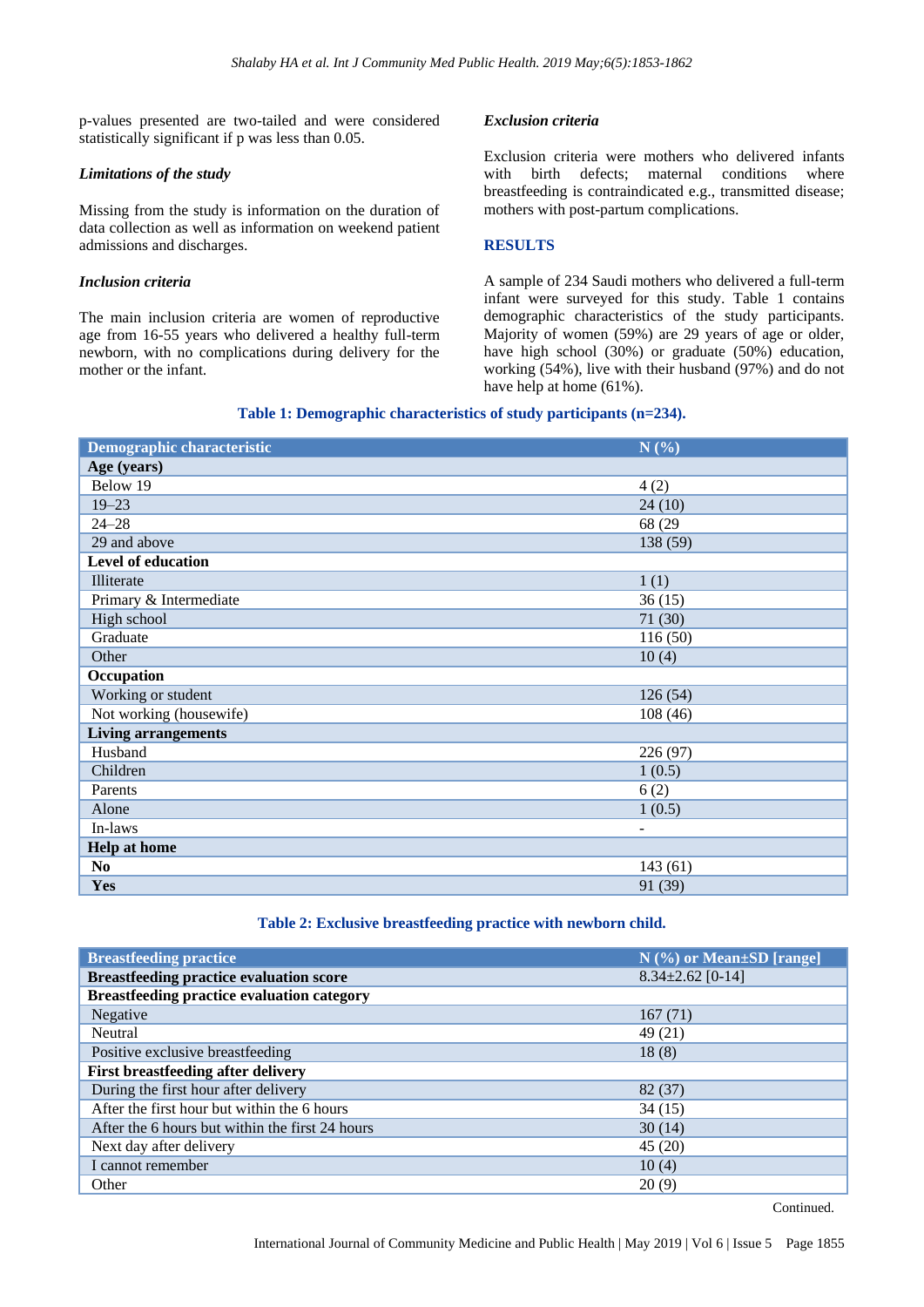p-values presented are two-tailed and were considered statistically significant if p was less than 0.05.

### *Limitations of the study*

Missing from the study is information on the duration of data collection as well as information on weekend patient admissions and discharges.

### *Inclusion criteria*

The main inclusion criteria are women of reproductive age from 16-55 years who delivered a healthy full-term newborn, with no complications during delivery for the mother or the infant.

### *Exclusion criteria*

Exclusion criteria were mothers who delivered infants with birth defects; maternal conditions where breastfeeding is contraindicated e.g., transmitted disease; mothers with post-partum complications.

## RESULTS

A sample of 234 Saudi mothers who delivered a full-term infant were surveyed for this study. Table 1 contains demographic characteristics of the study participants. Majority of women (59%) are 29 years of age or older, have high school (30%) or graduate (50%) education, working (54%), live with their husband (97%) and do not have help at home (61%).

**Table 1: Demographic characteristics of study participants (n=234).**

| Demographic characteristic | N (%) |
|---|---|
| **Age (years)** | |
| Below 19 | 4 (2) |
| 19–23 | 24 (10) |
| 24–28 | 68 (29 |
| 29 and above | 138 (59) |
| **Level of education** | |
| Illiterate | 1 (1) |
| Primary & Intermediate | 36 (15) |
| High school | 71 (30) |
| Graduate | 116 (50) |
| Other | 10 (4) |
| **Occupation** | |
| Working or student | 126 (54) |
| Not working (housewife) | 108 (46) |
| **Living arrangements** | |
| Husband | 226 (97) |
| Children | 1 (0.5) |
| Parents | 6 (2) |
| Alone | 1 (0.5) |
| In-laws | - |
| **Help at home** | |
| **No** | 143 (61) |
| **Yes** | 91 (39) |

**Table 2: Exclusive breastfeeding practice with newborn child.**

| Breastfeeding practice | N (%) or Mean±SD [range] |
|---|---|
| **Breastfeeding practice evaluation score** | 8.34±2.62 [0-14] |
| **Breastfeeding practice evaluation category** | |
| Negative | 167 (71) |
| Neutral | 49 (21) |
| Positive exclusive breastfeeding | 18 (8) |
| **First breastfeeding after delivery** | |
| During the first hour after delivery | 82 (37) |
| After the first hour but within the 6 hours | 34 (15) |
| After the 6 hours but within the first 24 hours | 30 (14) |
| Next day after delivery | 45 (20) |
| I cannot remember | 10 (4) |
| Other | 20 (9) |

Continued.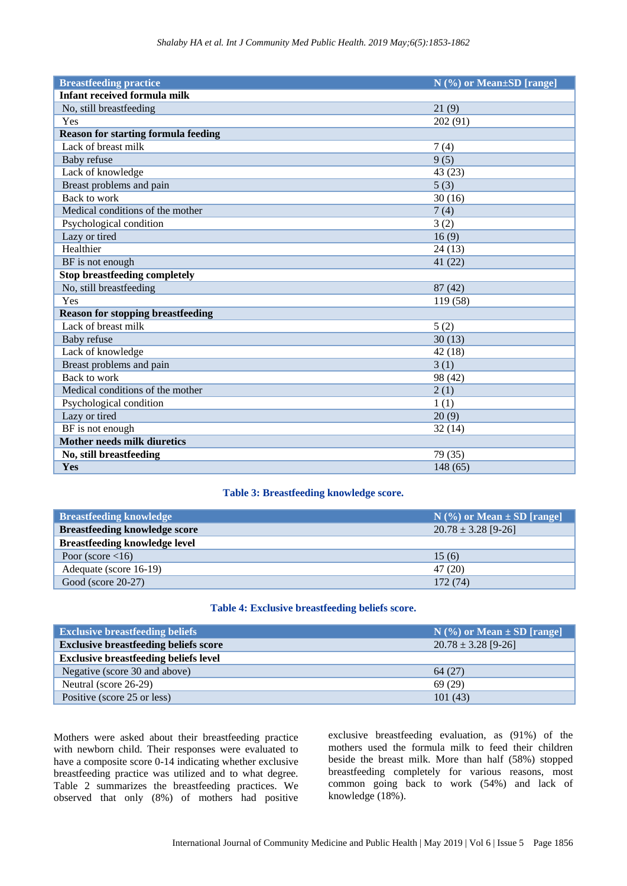| Breastfeeding practice | N (%) or Mean±SD [range] |
|---|---|
| **Infant received formula milk** | |
| No, still breastfeeding | 21 (9) |
| Yes | 202 (91) |
| **Reason for starting formula feeding** | |
| Lack of breast milk | 7 (4) |
| Baby refuse | 9 (5) |
| Lack of knowledge | 43 (23) |
| Breast problems and pain | 5 (3) |
| Back to work | 30 (16) |
| Medical conditions of the mother | 7 (4) |
| Psychological condition | 3 (2) |
| Lazy or tired | 16 (9) |
| Healthier | 24 (13) |
| BF is not enough | 41 (22) |
| **Stop breastfeeding completely** | |
| No, still breastfeeding | 87 (42) |
| Yes | 119 (58) |
| **Reason for stopping breastfeeding** | |
| Lack of breast milk | 5 (2) |
| Baby refuse | 30 (13) |
| Lack of knowledge | 42 (18) |
| Breast problems and pain | 3 (1) |
| Back to work | 98 (42) |
| Medical conditions of the mother | 2 (1) |
| Psychological condition | 1 (1) |
| Lazy or tired | 20 (9) |
| BF is not enough | 32 (14) |
| **Mother needs milk diuretics** | |
| **No, still breastfeeding** | 79 (35) |
| **Yes** | 148 (65) |

**Table 3: Breastfeeding knowledge score.**

| Breastfeeding knowledge | N (%) or Mean ± SD [range] |
|---|---|
| **Breastfeeding knowledge score** | 20.78 ± 3.28 [9-26] |
| **Breastfeeding knowledge level** | |
| Poor (score <16) | 15 (6) |
| Adequate (score 16-19) | 47 (20) |
| Good (score 20-27) | 172 (74) |

**Table 4: Exclusive breastfeeding beliefs score.**

| Exclusive breastfeeding beliefs | N (%) or Mean ± SD [range] |
|---|---|
| **Exclusive breastfeeding beliefs score** | 20.78 ± 3.28 [9-26] |
| **Exclusive breastfeeding beliefs level** | |
| Negative (score 30 and above) | 64 (27) |
| Neutral (score 26-29) | 69 (29) |
| Positive (score 25 or less) | 101 (43) |

Mothers were asked about their breastfeeding practice with newborn child. Their responses were evaluated to have a composite score 0-14 indicating whether exclusive breastfeeding practice was utilized and to what degree. Table 2 summarizes the breastfeeding practices. We observed that only (8%) of mothers had positive exclusive breastfeeding evaluation, as (91%) of the mothers used the formula milk to feed their children beside the breast milk. More than half (58%) stopped breastfeeding completely for various reasons, most common going back to work (54%) and lack of knowledge (18%).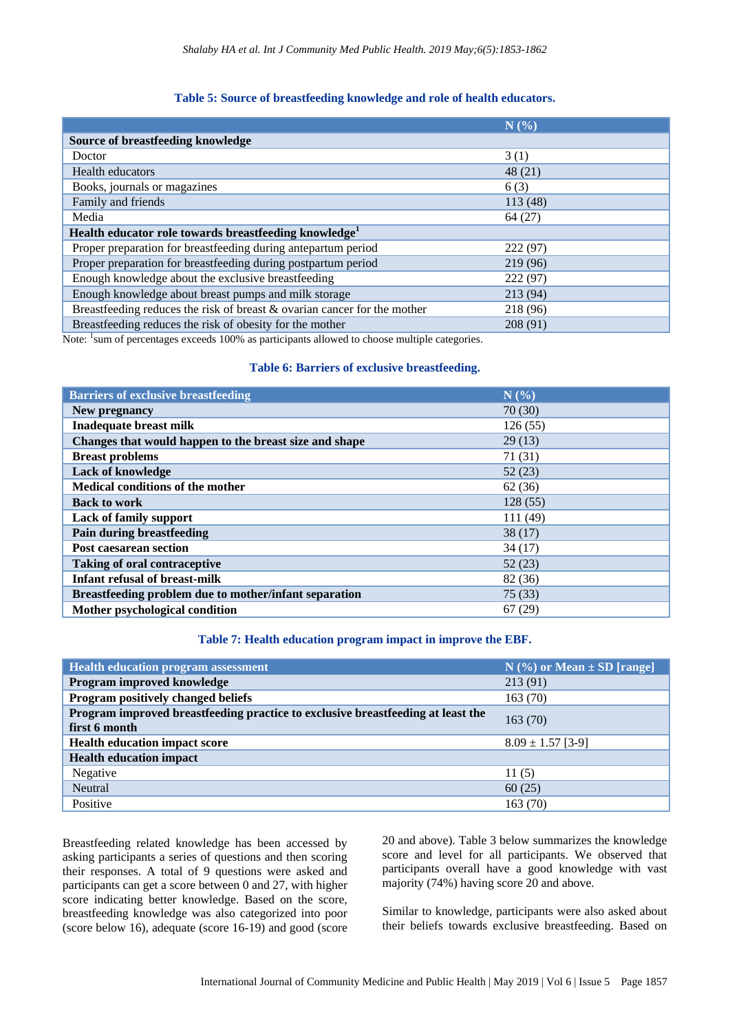**Table 5: Source of breastfeeding knowledge and role of health educators.**

| | N (%) |
|---|---|
| **Source of breastfeeding knowledge** | |
| Doctor | 3 (1) |
| Health educators | 48 (21) |
| Books, journals or magazines | 6 (3) |
| Family and friends | 113 (48) |
| Media | 64 (27) |
| **Health educator role towards breastfeeding knowledge[1]** | |
| Proper preparation for breastfeeding during antepartum period | 222 (97) |
| Proper preparation for breastfeeding during postpartum period | 219 (96) |
| Enough knowledge about the exclusive breastfeeding | 222 (97) |
| Enough knowledge about breast pumps and milk storage | 213 (94) |
| Breastfeeding reduces the risk of breast & ovarian cancer for the mother | 218 (96) |
| Breastfeeding reduces the risk of obesity for the mother | 208 (91) |

Note: [1]sum of percentages exceeds 100% as participants allowed to choose multiple categories.

**Table 6: Barriers of exclusive breastfeeding.**

| Barriers of exclusive breastfeeding | N (%) |
|---|---|
| **New pregnancy** | 70 (30) |
| **Inadequate breast milk** | 126 (55) |
| **Changes that would happen to the breast size and shape** | 29 (13) |
| **Breast problems** | 71 (31) |
| **Lack of knowledge** | 52 (23) |
| **Medical conditions of the mother** | 62 (36) |
| **Back to work** | 128 (55) |
| **Lack of family support** | 111 (49) |
| **Pain during breastfeeding** | 38 (17) |
| **Post caesarean section** | 34 (17) |
| **Taking of oral contraceptive** | 52 (23) |
| **Infant refusal of breast-milk** | 82 (36) |
| **Breastfeeding problem due to mother/infant separation** | 75 (33) |
| **Mother psychological condition** | 67 (29) |

**Table 7: Health education program impact in improve the EBF.**

| Health education program assessment | N (%) or Mean ± SD [range] |
|---|---|
| **Program improved knowledge** | 213 (91) |
| **Program positively changed beliefs** | 163 (70) |
| **Program improved breastfeeding practice to exclusive breastfeeding at least the first 6 month** | 163 (70) |
| **Health education impact score** | 8.09 ± 1.57 [3-9] |
| **Health education impact** | |
| Negative | 11 (5) |
| Neutral | 60 (25) |
| Positive | 163 (70) |

Breastfeeding related knowledge has been accessed by asking participants a series of questions and then scoring their responses. A total of 9 questions were asked and participants can get a score between 0 and 27, with higher score indicating better knowledge. Based on the score, breastfeeding knowledge was also categorized into poor (score below 16), adequate (score 16-19) and good (score 20 and above). Table 3 below summarizes the knowledge score and level for all participants. We observed that participants overall have a good knowledge with vast majority (74%) having score 20 and above.

Similar to knowledge, participants were also asked about their beliefs towards exclusive breastfeeding. Based on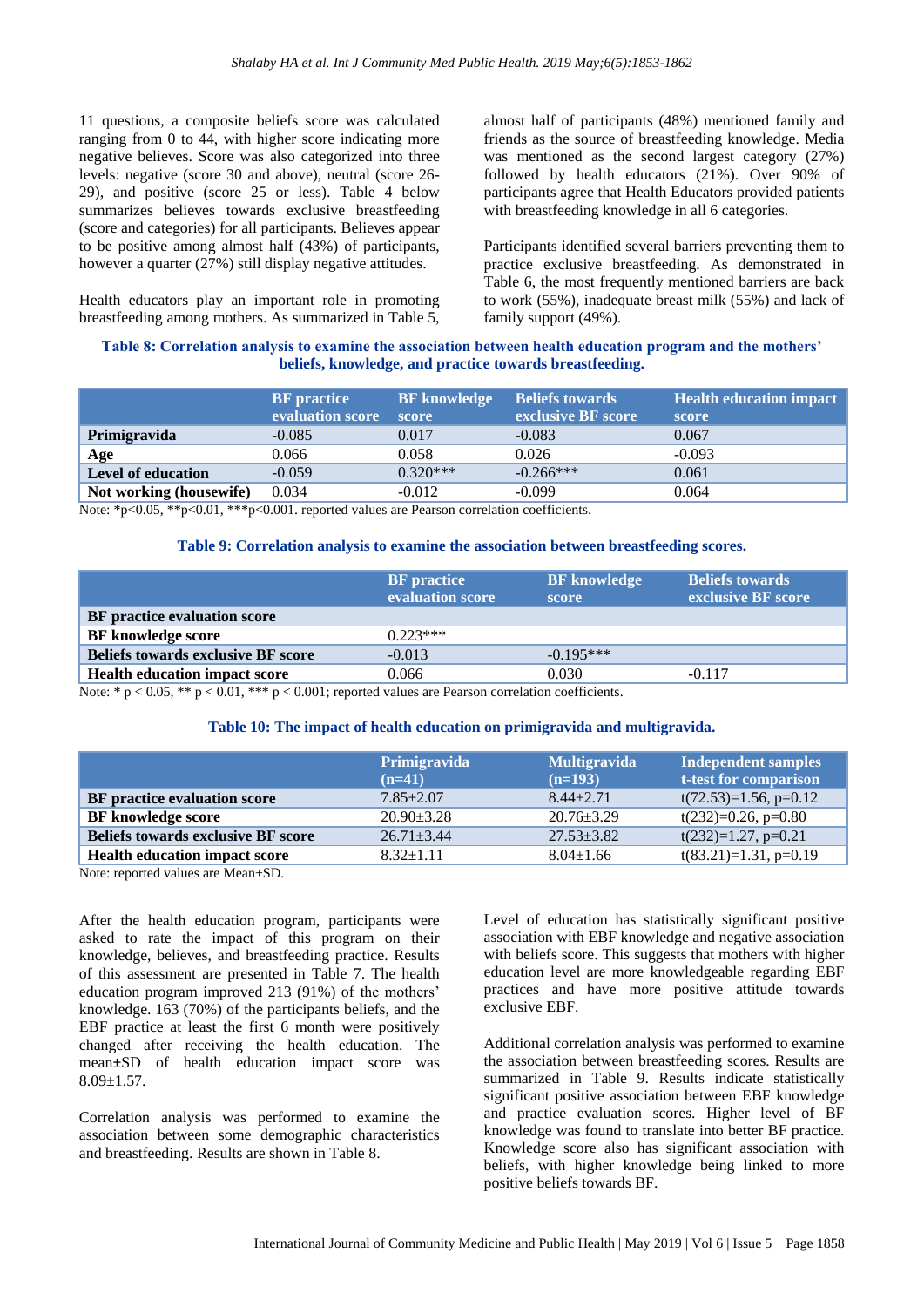11 questions, a composite beliefs score was calculated ranging from 0 to 44, with higher score indicating more negative believes. Score was also categorized into three levels: negative (score 30 and above), neutral (score 26-29), and positive (score 25 or less). Table 4 below summarizes believes towards exclusive breastfeeding (score and categories) for all participants. Believes appear to be positive among almost half (43%) of participants, however a quarter (27%) still display negative attitudes.

Health educators play an important role in promoting breastfeeding among mothers. As summarized in Table 5, almost half of participants (48%) mentioned family and friends as the source of breastfeeding knowledge. Media was mentioned as the second largest category (27%) followed by health educators (21%). Over 90% of participants agree that Health Educators provided patients with breastfeeding knowledge in all 6 categories.

Participants identified several barriers preventing them to practice exclusive breastfeeding. As demonstrated in Table 6, the most frequently mentioned barriers are back to work (55%), inadequate breast milk (55%) and lack of family support (49%).

**Table 8: Correlation analysis to examine the association between health education program and the mothers' beliefs, knowledge, and practice towards breastfeeding.**

| | BF practice evaluation score | BF knowledge score | Beliefs towards exclusive BF score | Health education impact score |
|---|---|---|---|---|
| **Primigravida** | -0.085 | 0.017 | -0.083 | 0.067 |
| **Age** | 0.066 | 0.058 | 0.026 | -0.093 |
| **Level of education** | -0.059 | 0.320*** | -0.266*** | 0.061 |
| **Not working (housewife)** | 0.034 | -0.012 | -0.099 | 0.064 |

Note: *p<0.05, **p<0.01, ***p<0.001. reported values are Pearson correlation coefficients.

**Table 9: Correlation analysis to examine the association between breastfeeding scores.**

| | BF practice evaluation score | BF knowledge score | Beliefs towards exclusive BF score |
|---|---|---|---|
| **BF practice evaluation score** | | | |
| **BF knowledge score** | 0.223*** | | |
| **Beliefs towards exclusive BF score** | -0.013 | -0.195*** | |
| **Health education impact score** | 0.066 | 0.030 | -0.117 |

Note: * p < 0.05, ** p < 0.01, *** p < 0.001; reported values are Pearson correlation coefficients.

**Table 10: The impact of health education on primigravida and multigravida.**

| | Primigravida (n=41) | Multigravida (n=193) | Independent samples t-test for comparison |
|---|---|---|---|
| **BF practice evaluation score** | 7.85±2.07 | 8.44±2.71 | t(72.53)=1.56, p=0.12 |
| **BF knowledge score** | 20.90±3.28 | 20.76±3.29 | t(232)=0.26, p=0.80 |
| **Beliefs towards exclusive BF score** | 26.71±3.44 | 27.53±3.82 | t(232)=1.27, p=0.21 |
| **Health education impact score** | 8.32±1.11 | 8.04±1.66 | t(83.21)=1.31, p=0.19 |

Note: reported values are Mean±SD.

After the health education program, participants were asked to rate the impact of this program on their knowledge, believes, and breastfeeding practice. Results of this assessment are presented in Table 7. The health education program improved 213 (91%) of the mothers' knowledge. 163 (70%) of the participants beliefs, and the EBF practice at least the first 6 month were positively changed after receiving the health education. The mean±SD of health education impact score was 8.09±1.57.

Correlation analysis was performed to examine the association between some demographic characteristics and breastfeeding. Results are shown in Table 8.

Level of education has statistically significant positive association with EBF knowledge and negative association with beliefs score. This suggests that mothers with higher education level are more knowledgeable regarding EBF practices and have more positive attitude towards exclusive EBF.

Additional correlation analysis was performed to examine the association between breastfeeding scores. Results are summarized in Table 9. Results indicate statistically significant positive association between EBF knowledge and practice evaluation scores. Higher level of BF knowledge was found to translate into better BF practice. Knowledge score also has significant association with beliefs, with higher knowledge being linked to more positive beliefs towards BF.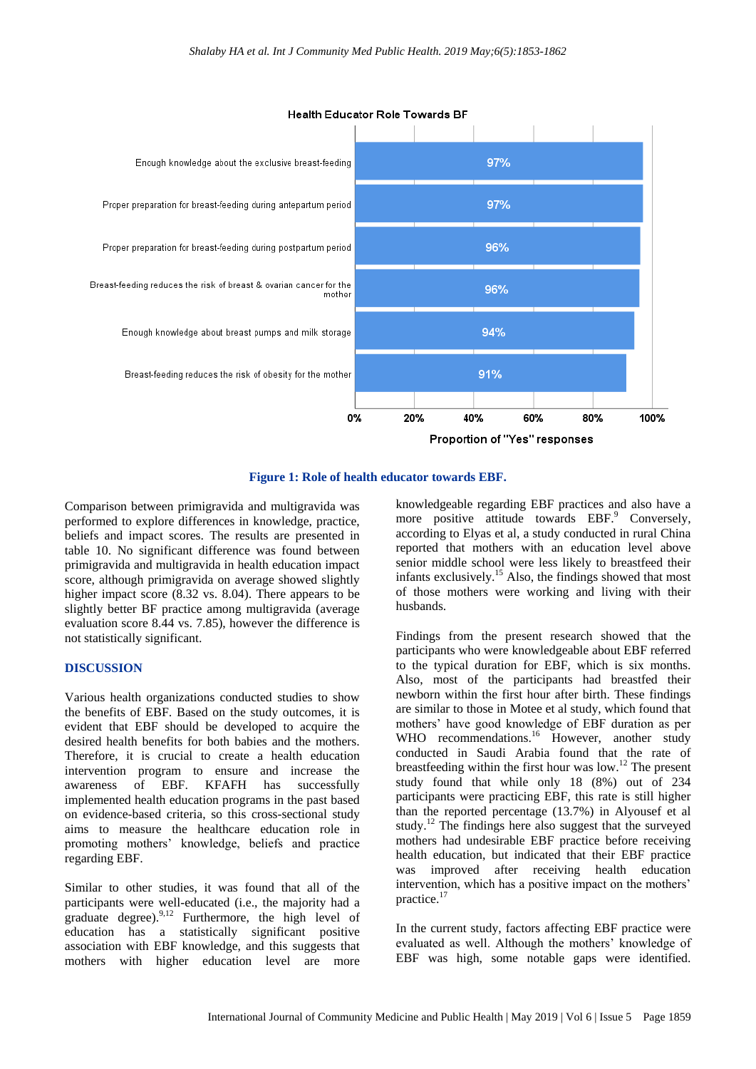Health Educator Role Towards BF

| Item | Proportion of "Yes" responses |
| --- | --- |
| Enough knowledge about the exclusive breast-feeding | 97% |
| Proper preparation for breast-feeding during antepartum period | 97% |
| Proper preparation for breast-feeding during postpartum period | 96% |
| Breast-feeding reduces the risk of breast & ovarian cancer for the mother | 96% |
| Enough knowledge about breast pumps and milk storage | 94% |
| Breast-feeding reduces the risk of obesity for the mother | 91% |

**Figure 1: Role of health educator towards EBF.**

Comparison between primigravida and multigravida was performed to explore differences in knowledge, practice, beliefs and impact scores. The results are presented in table 10. No significant difference was found between primigravida and multigravida in health education impact score, although primigravida on average showed slightly higher impact score (8.32 vs. 8.04). There appears to be slightly better BF practice among multigravida (average evaluation score 8.44 vs. 7.85), however the difference is not statistically significant.

## DISCUSSION

Various health organizations conducted studies to show the benefits of EBF. Based on the study outcomes, it is evident that EBF should be developed to acquire the desired health benefits for both babies and the mothers. Therefore, it is crucial to create a health education intervention program to ensure and increase the awareness of EBF. KFAFH has successfully implemented health education programs in the past based on evidence-based criteria, so this cross-sectional study aims to measure the healthcare education role in promoting mothers' knowledge, beliefs and practice regarding EBF.

Similar to other studies, it was found that all of the participants were well-educated (i.e., the majority had a graduate degree).[9,12] Furthermore, the high level of education has a statistically significant positive association with EBF knowledge, and this suggests that mothers with higher education level are more knowledgeable regarding EBF practices and also have a more positive attitude towards EBF.[9] Conversely, according to Elyas et al, a study conducted in rural China reported that mothers with an education level above senior middle school were less likely to breastfeed their infants exclusively.[15] Also, the findings showed that most of those mothers were working and living with their husbands.

Findings from the present research showed that the participants who were knowledgeable about EBF referred to the typical duration for EBF, which is six months. Also, most of the participants had breastfed their newborn within the first hour after birth. These findings are similar to those in Motee et al study, which found that mothers' have good knowledge of EBF duration as per WHO recommendations.[16] However, another study conducted in Saudi Arabia found that the rate of breastfeeding within the first hour was low.[12] The present study found that while only 18 (8%) out of 234 participants were practicing EBF, this rate is still higher than the reported percentage (13.7%) in Alyousef et al study.[12] The findings here also suggest that the surveyed mothers had undesirable EBF practice before receiving health education, but indicated that their EBF practice was improved after receiving health education intervention, which has a positive impact on the mothers' practice.[17]

In the current study, factors affecting EBF practice were evaluated as well. Although the mothers' knowledge of EBF was high, some notable gaps were identified.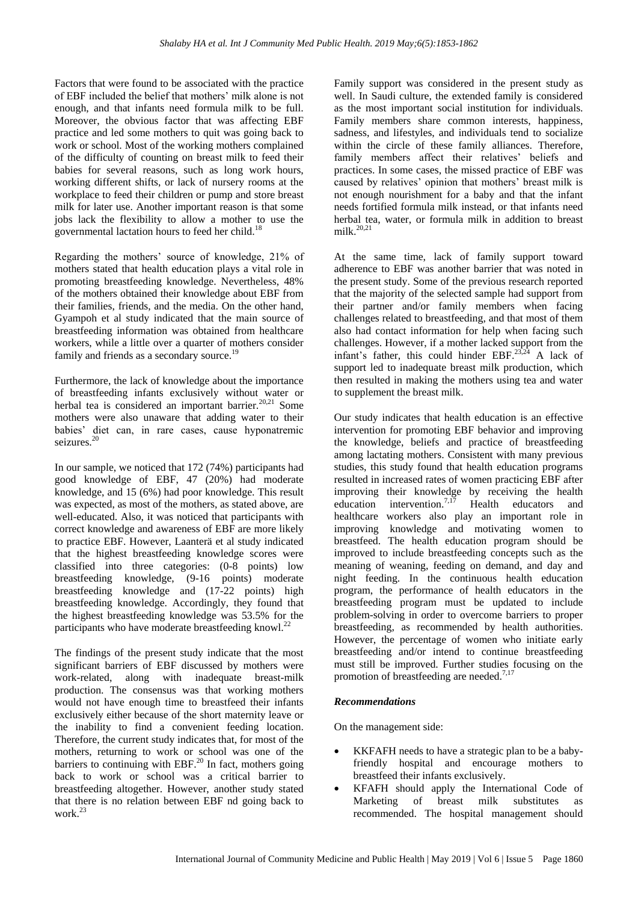Factors that were found to be associated with the practice of EBF included the belief that mothers' milk alone is not enough, and that infants need formula milk to be full. Moreover, the obvious factor that was affecting EBF practice and led some mothers to quit was going back to work or school. Most of the working mothers complained of the difficulty of counting on breast milk to feed their babies for several reasons, such as long work hours, working different shifts, or lack of nursery rooms at the workplace to feed their children or pump and store breast milk for later use. Another important reason is that some jobs lack the flexibility to allow a mother to use the governmental lactation hours to feed her child.[18]

Regarding the mothers' source of knowledge, 21% of mothers stated that health education plays a vital role in promoting breastfeeding knowledge. Nevertheless, 48% of the mothers obtained their knowledge about EBF from their families, friends, and the media. On the other hand, Gyampoh et al study indicated that the main source of breastfeeding information was obtained from healthcare workers, while a little over a quarter of mothers consider family and friends as a secondary source.[19]

Furthermore, the lack of knowledge about the importance of breastfeeding infants exclusively without water or herbal tea is considered an important barrier.[20,21] Some mothers were also unaware that adding water to their babies' diet can, in rare cases, cause hyponatremic seizures.[20]

In our sample, we noticed that 172 (74%) participants had good knowledge of EBF, 47 (20%) had moderate knowledge, and 15 (6%) had poor knowledge. This result was expected, as most of the mothers, as stated above, are well-educated. Also, it was noticed that participants with correct knowledge and awareness of EBF are more likely to practice EBF. However, Laanterä et al study indicated that the highest breastfeeding knowledge scores were classified into three categories: (0-8 points) low breastfeeding knowledge, (9-16 points) moderate breastfeeding knowledge and (17-22 points) high breastfeeding knowledge. Accordingly, they found that the highest breastfeeding knowledge was 53.5% for the participants who have moderate breastfeeding knowl.[22]

The findings of the present study indicate that the most significant barriers of EBF discussed by mothers were work-related, along with inadequate breast-milk production. The consensus was that working mothers would not have enough time to breastfeed their infants exclusively either because of the short maternity leave or the inability to find a convenient feeding location. Therefore, the current study indicates that, for most of the mothers, returning to work or school was one of the barriers to continuing with EBF.[20] In fact, mothers going back to work or school was a critical barrier to breastfeeding altogether. However, another study stated that there is no relation between EBF nd going back to work.[23]

Family support was considered in the present study as well. In Saudi culture, the extended family is considered as the most important social institution for individuals. Family members share common interests, happiness, sadness, and lifestyles, and individuals tend to socialize within the circle of these family alliances. Therefore, family members affect their relatives' beliefs and practices. In some cases, the missed practice of EBF was caused by relatives' opinion that mothers' breast milk is not enough nourishment for a baby and that the infant needs fortified formula milk instead, or that infants need herbal tea, water, or formula milk in addition to breast milk.[20,21]

At the same time, lack of family support toward adherence to EBF was another barrier that was noted in the present study. Some of the previous research reported that the majority of the selected sample had support from their partner and/or family members when facing challenges related to breastfeeding, and that most of them also had contact information for help when facing such challenges. However, if a mother lacked support from the infant's father, this could hinder EBF.[23,24] A lack of support led to inadequate breast milk production, which then resulted in making the mothers using tea and water to supplement the breast milk.

Our study indicates that health education is an effective intervention for promoting EBF behavior and improving the knowledge, beliefs and practice of breastfeeding among lactating mothers. Consistent with many previous studies, this study found that health education programs resulted in increased rates of women practicing EBF after improving their knowledge by receiving the health education intervention.[7,17] Health educators and healthcare workers also play an important role in improving knowledge and motivating women to breastfeed. The health education program should be improved to include breastfeeding concepts such as the meaning of weaning, feeding on demand, and day and night feeding. In the continuous health education program, the performance of health educators in the breastfeeding program must be updated to include problem-solving in order to overcome barriers to proper breastfeeding, as recommended by health authorities. However, the percentage of women who initiate early breastfeeding and/or intend to continue breastfeeding must still be improved. Further studies focusing on the promotion of breastfeeding are needed.[7,17]

### *Recommendations*

On the management side:

- KKFAFH needs to have a strategic plan to be a baby-friendly hospital and encourage mothers to breastfeed their infants exclusively.
- KFAFH should apply the International Code of Marketing of breast milk substitutes as recommended. The hospital management should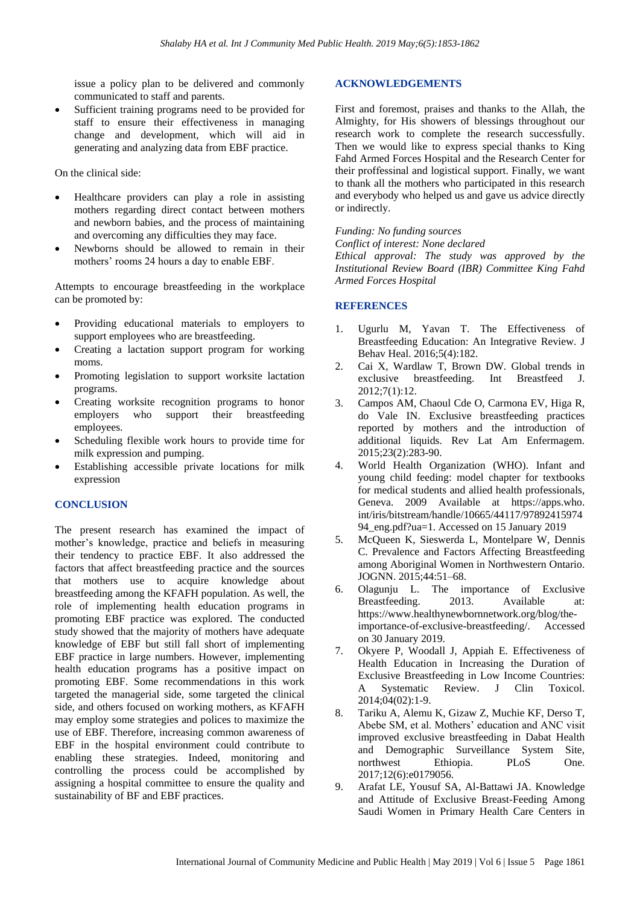issue a policy plan to be delivered and commonly communicated to staff and parents.

- Sufficient training programs need to be provided for staff to ensure their effectiveness in managing change and development, which will aid in generating and analyzing data from EBF practice.

On the clinical side:

- Healthcare providers can play a role in assisting mothers regarding direct contact between mothers and newborn babies, and the process of maintaining and overcoming any difficulties they may face.
- Newborns should be allowed to remain in their mothers' rooms 24 hours a day to enable EBF.

Attempts to encourage breastfeeding in the workplace can be promoted by:

- Providing educational materials to employers to support employees who are breastfeeding.
- Creating a lactation support program for working moms.
- Promoting legislation to support worksite lactation programs.
- Creating worksite recognition programs to honor employers who support their breastfeeding employees.
- Scheduling flexible work hours to provide time for milk expression and pumping.
- Establishing accessible private locations for milk expression

## CONCLUSION

The present research has examined the impact of mother's knowledge, practice and beliefs in measuring their tendency to practice EBF. It also addressed the factors that affect breastfeeding practice and the sources that mothers use to acquire knowledge about breastfeeding among the KFAFH population. As well, the role of implementing health education programs in promoting EBF practice was explored. The conducted study showed that the majority of mothers have adequate knowledge of EBF but still fall short of implementing EBF practice in large numbers. However, implementing health education programs has a positive impact on promoting EBF. Some recommendations in this work targeted the managerial side, some targeted the clinical side, and others focused on working mothers, as KFAFH may employ some strategies and polices to maximize the use of EBF. Therefore, increasing common awareness of EBF in the hospital environment could contribute to enabling these strategies. Indeed, monitoring and controlling the process could be accomplished by assigning a hospital committee to ensure the quality and sustainability of BF and EBF practices.

## ACKNOWLEDGEMENTS

First and foremost, praises and thanks to the Allah, the Almighty, for His showers of blessings throughout our research work to complete the research successfully. Then we would like to express special thanks to King Fahd Armed Forces Hospital and the Research Center for their proffessinal and logistical support. Finally, we want to thank all the mothers who participated in this research and everybody who helped us and gave us advice directly or indirectly.

*Funding: No funding sources*
*Conflict of interest: None declared*
*Ethical approval: The study was approved by the Institutional Review Board (IBR) Committee King Fahd Armed Forces Hospital*

## REFERENCES

1. Ugurlu M, Yavan T. The Effectiveness of Breastfeeding Education: An Integrative Review. J Behav Heal. 2016;5(4):182.
2. Cai X, Wardlaw T, Brown DW. Global trends in exclusive breastfeeding. Int Breastfeed J. 2012;7(1):12.
3. Campos AM, Chaoul Cde O, Carmona EV, Higa R, do Vale IN. Exclusive breastfeeding practices reported by mothers and the introduction of additional liquids. Rev Lat Am Enfermagem. 2015;23(2):283-90.
4. World Health Organization (WHO). Infant and young child feeding: model chapter for textbooks for medical students and allied health professionals, Geneva. 2009 Available at https://apps.who.int/iris/bitstream/handle/10665/44117/9789241597494_eng.pdf?ua=1. Accessed on 15 January 2019
5. McQueen K, Sieswerda L, Montelpare W, Dennis C. Prevalence and Factors Affecting Breastfeeding among Aboriginal Women in Northwestern Ontario. JOGNN. 2015;44:51–68.
6. Olagunju L. The importance of Exclusive Breastfeeding. 2013. Available at: https://www.healthynewbornnetwork.org/blog/the-importance-of-exclusive-breastfeeding/. Accessed on 30 January 2019.
7. Okyere P, Woodall J, Appiah E. Effectiveness of Health Education in Increasing the Duration of Exclusive Breastfeeding in Low Income Countries: A Systematic Review. J Clin Toxicol. 2014;04(02):1-9.
8. Tariku A, Alemu K, Gizaw Z, Muchie KF, Derso T, Abebe SM, et al. Mothers' education and ANC visit improved exclusive breastfeeding in Dabat Health and Demographic Surveillance System Site, northwest Ethiopia. PLoS One. 2017;12(6):e0179056.
9. Arafat LE, Yousuf SA, Al-Battawi JA. Knowledge and Attitude of Exclusive Breast-Feeding Among Saudi Women in Primary Health Care Centers in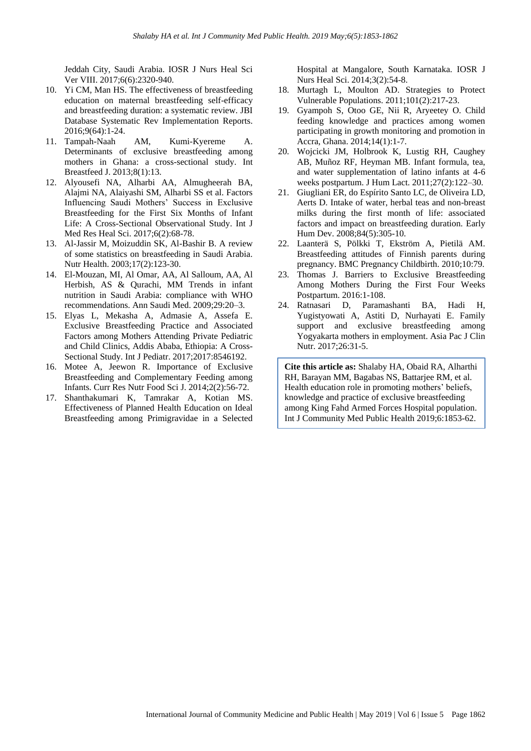Jeddah City, Saudi Arabia. IOSR J Nurs Heal Sci Ver VIII. 2017;6(6):2320-940.

10. Yi CM, Man HS. The effectiveness of breastfeeding education on maternal breastfeeding self-efficacy and breastfeeding duration: a systematic review. JBI Database Systematic Rev Implementation Reports. 2016;9(64):1-24.
11. Tampah-Naah AM, Kumi-Kyereme A. Determinants of exclusive breastfeeding among mothers in Ghana: a cross-sectional study. Int Breastfeed J. 2013;8(1):13.
12. Alyousefi NA, Alharbi AA, Almugheerah BA, Alajmi NA, Alaiyashi SM, Alharbi SS et al. Factors Influencing Saudi Mothers' Success in Exclusive Breastfeeding for the First Six Months of Infant Life: A Cross-Sectional Observational Study. Int J Med Res Heal Sci. 2017;6(2):68-78.
13. Al-Jassir M, Moizuddin SK, Al-Bashir B. A review of some statistics on breastfeeding in Saudi Arabia. Nutr Health. 2003;17(2):123-30.
14. El-Mouzan, MI, Al Omar, AA, Al Salloum, AA, Al Herbish, AS & Qurachi, MM Trends in infant nutrition in Saudi Arabia: compliance with WHO recommendations. Ann Saudi Med. 2009;29:20–3.
15. Elyas L, Mekasha A, Admasie A, Assefa E. Exclusive Breastfeeding Practice and Associated Factors among Mothers Attending Private Pediatric and Child Clinics, Addis Ababa, Ethiopia: A Cross-Sectional Study. Int J Pediatr. 2017;2017:8546192.
16. Motee A, Jeewon R. Importance of Exclusive Breastfeeding and Complementary Feeding among Infants. Curr Res Nutr Food Sci J. 2014;2(2):56-72.
17. Shanthakumari K, Tamrakar A, Kotian MS. Effectiveness of Planned Health Education on Ideal Breastfeeding among Primigravidae in a Selected Hospital at Mangalore, South Karnataka. IOSR J Nurs Heal Sci. 2014;3(2):54-8.
18. Murtagh L, Moulton AD. Strategies to Protect Vulnerable Populations. 2011;101(2):217-23.
19. Gyampoh S, Otoo GE, Nii R, Aryeetey O. Child feeding knowledge and practices among women participating in growth monitoring and promotion in Accra, Ghana. 2014;14(1):1-7.
20. Wojcicki JM, Holbrook K, Lustig RH, Caughey AB, Muñoz RF, Heyman MB. Infant formula, tea, and water supplementation of latino infants at 4-6 weeks postpartum. J Hum Lact. 2011;27(2):122–30.
21. Giugliani ER, do Espírito Santo LC, de Oliveira LD, Aerts D. Intake of water, herbal teas and non-breast milks during the first month of life: associated factors and impact on breastfeeding duration. Early Hum Dev. 2008;84(5):305-10.
22. Laanterä S, Pölkki T, Ekström A, Pietilä AM. Breastfeeding attitudes of Finnish parents during pregnancy. BMC Pregnancy Childbirth. 2010;10:79.
23. Thomas J. Barriers to Exclusive Breastfeeding Among Mothers During the First Four Weeks Postpartum. 2016:1-108.
24. Ratnasari D, Paramashanti BA, Hadi H, Yugistyowati A, Astiti D, Nurhayati E. Family support and exclusive breastfeeding among Yogyakarta mothers in employment. Asia Pac J Clin Nutr. 2017;26:31-5.

**Cite this article as:** Shalaby HA, Obaid RA, Alharthi RH, Barayan MM, Bagabas NS, Battarjee RM, et al. Health education role in promoting mothers' beliefs, knowledge and practice of exclusive breastfeeding among King Fahd Armed Forces Hospital population. Int J Community Med Public Health 2019;6:1853-62.